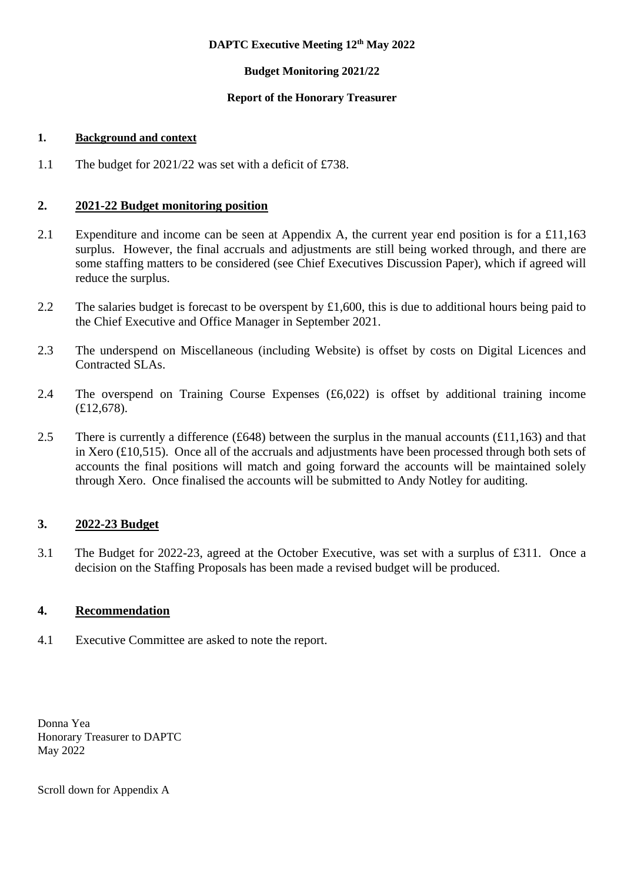**DAPTC Executive Meeting 12th May 2022**

**Budget Monitoring 2021/22**

**Report of the Honorary Treasurer**

## 1. Background and context

1.1 The budget for 2021/22 was set with a deficit of £738.

## 2. 2021-22 Budget monitoring position

2.1 Expenditure and income can be seen at Appendix A, the current year end position is for a £11,163 surplus. However, the final accruals and adjustments are still being worked through, and there are some staffing matters to be considered (see Chief Executives Discussion Paper), which if agreed will reduce the surplus.

2.2 The salaries budget is forecast to be overspent by £1,600, this is due to additional hours being paid to the Chief Executive and Office Manager in September 2021.

2.3 The underspend on Miscellaneous (including Website) is offset by costs on Digital Licences and Contracted SLAs.

2.4 The overspend on Training Course Expenses (£6,022) is offset by additional training income (£12,678).

2.5 There is currently a difference (£648) between the surplus in the manual accounts (£11,163) and that in Xero (£10,515). Once all of the accruals and adjustments have been processed through both sets of accounts the final positions will match and going forward the accounts will be maintained solely through Xero. Once finalised the accounts will be submitted to Andy Notley for auditing.

## 3. 2022-23 Budget

3.1 The Budget for 2022-23, agreed at the October Executive, was set with a surplus of £311. Once a decision on the Staffing Proposals has been made a revised budget will be produced.

## 4. Recommendation

4.1 Executive Committee are asked to note the report.

Donna Yea
Honorary Treasurer to DAPTC
May 2022

Scroll down for Appendix A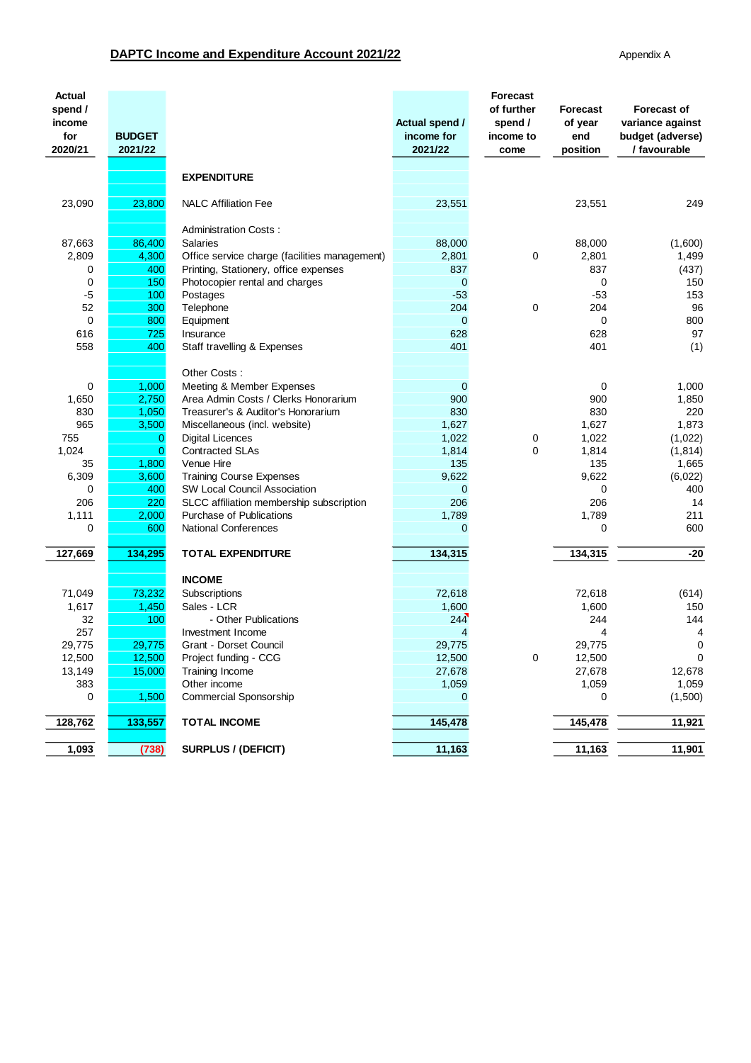## DAPTC Income and Expenditure Account 2021/22

Appendix A

| Actual spend / income for 2020/21 | BUDGET 2021/22 | | Actual spend / income for 2021/22 | Forecast of further spend / income to come | Forecast of year end position | Forecast of variance against budget (adverse) / favourable |
|---|---|---|---|---|---|---|
| | | **EXPENDITURE** | | | | |
| 23,090 | 23,800 | NALC Affiliation Fee | 23,551 | | 23,551 | 249 |
| | | Administration Costs : | | | | |
| 87,663 | 86,400 | Salaries | 88,000 | | 88,000 | (1,600) |
| 2,809 | 4,300 | Office service charge (facilities management) | 2,801 | 0 | 2,801 | 1,499 |
| 0 | 400 | Printing, Stationery, office expenses | 837 | | 837 | (437) |
| 0 | 150 | Photocopier rental and charges | 0 | | 0 | 150 |
| -5 | 100 | Postages | -53 | | -53 | 153 |
| 52 | 300 | Telephone | 204 | 0 | 204 | 96 |
| 0 | 800 | Equipment | 0 | | 0 | 800 |
| 616 | 725 | Insurance | 628 | | 628 | 97 |
| 558 | 400 | Staff travelling & Expenses | 401 | | 401 | (1) |
| | | Other Costs : | | | | |
| 0 | 1,000 | Meeting & Member Expenses | 0 | | 0 | 1,000 |
| 1,650 | 2,750 | Area Admin Costs / Clerks Honorarium | 900 | | 900 | 1,850 |
| 830 | 1,050 | Treasurer's & Auditor's Honorarium | 830 | | 830 | 220 |
| 965 | 3,500 | Miscellaneous (incl. website) | 1,627 | | 1,627 | 1,873 |
| 755 | 0 | Digital Licences | 1,022 | 0 | 1,022 | (1,022) |
| 1,024 | 0 | Contracted SLAs | 1,814 | 0 | 1,814 | (1,814) |
| 35 | 1,800 | Venue Hire | 135 | | 135 | 1,665 |
| 6,309 | 3,600 | Training Course Expenses | 9,622 | | 9,622 | (6,022) |
| 0 | 400 | SW Local Council Association | 0 | | 0 | 400 |
| 206 | 220 | SLCC affiliation membership subscription | 206 | | 206 | 14 |
| 1,111 | 2,000 | Purchase of Publications | 1,789 | | 1,789 | 211 |
| 0 | 600 | National Conferences | 0 | | 0 | 600 |
| **127,669** | **134,295** | **TOTAL EXPENDITURE** | **134,315** | | **134,315** | **-20** |
| | | **INCOME** | | | | |
| 71,049 | 73,232 | Subscriptions | 72,618 | | 72,618 | (614) |
| 1,617 | 1,450 | Sales - LCR | 1,600 | | 1,600 | 150 |
| 32 | 100 | - Other Publications | 244 | | 244 | 144 |
| 257 | | Investment Income | 4 | | 4 | 4 |
| 29,775 | 29,775 | Grant - Dorset Council | 29,775 | | 29,775 | 0 |
| 12,500 | 12,500 | Project funding - CCG | 12,500 | 0 | 12,500 | 0 |
| 13,149 | 15,000 | Training Income | 27,678 | | 27,678 | 12,678 |
| 383 | | Other income | 1,059 | | 1,059 | 1,059 |
| 0 | 1,500 | Commercial Sponsorship | 0 | | 0 | (1,500) |
| **128,762** | **133,557** | **TOTAL INCOME** | **145,478** | | **145,478** | **11,921** |
| **1,093** | **(738)** | **SURPLUS / (DEFICIT)** | **11,163** | | **11,163** | **11,901** |